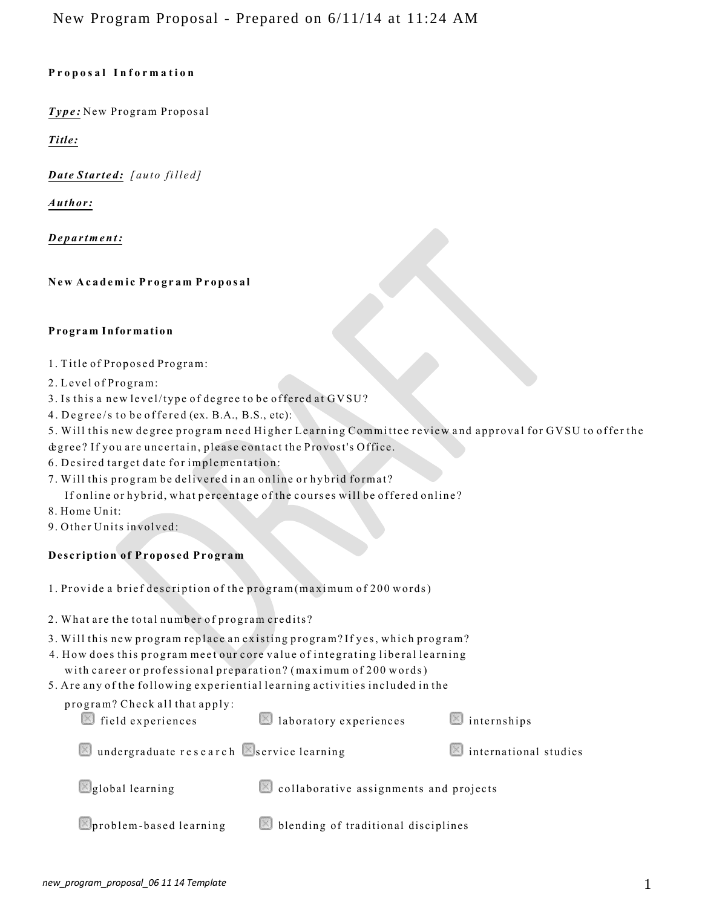New Program Proposal - Prepared on 6/11/14 at 11:24 AM

**Proposal Information**

***Type:*** New Program Proposal

***Title:***

***Date Started:*** *[auto filled]*

***Author:***

***Department:***

**New Academic Program Proposal**

**Program Information**

1. Title of Proposed Program:
2. Level of Program:
3. Is this a new level/type of degree to be offered at GVSU?
4. Degree/s to be offered (ex. B.A., B.S., etc):
5. Will this new degree program need Higher Learning Committee review and approval for GVSU to offer the degree? If you are uncertain, please contact the Provost's Office.
6. Desired target date for implementation:
7. Will this program be delivered in an online or hybrid format?
   If online or hybrid, what percentage of the courses will be offered online?
8. Home Unit:
9. Other Units involved:

**Description of Proposed Program**

1. Provide a brief description of the program (maximum of 200 words)
2. What are the total number of program credits?
3. Will this new program replace an existing program? If yes, which program?
4. How does this program meet our core value of integrating liberal learning with career or professional preparation? (maximum of 200 words)
5. Are any of the following experiential learning activities included in the program? Check all that apply:
   - ☐ field experiences
   - ☐ laboratory experiences
   - ☐ internships
   - ☐ undergraduate research
   - ☐ service learning
   - ☐ international studies
   - ☐ global learning
   - ☐ collaborative assignments and projects
   - ☐ problem-based learning
   - ☐ blending of traditional disciplines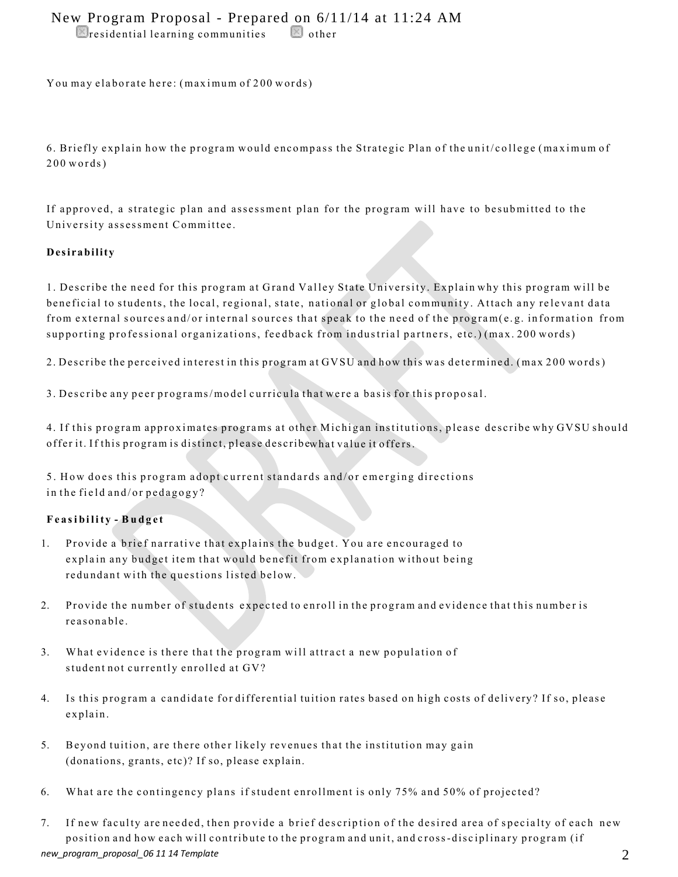☒ residential learning communities ☒ other

You may elaborate here: (maximum of 200 words)

6. Briefly explain how the program would encompass the Strategic Plan of the unit/college (maximum of 200 words)

If approved, a strategic plan and assessment plan for the program will have to besubmitted to the University assessment Committee.

**Desirability**

1. Describe the need for this program at Grand Valley State University. Explain why this program will be beneficial to students, the local, regional, state, national or global community. Attach any relevant data from external sources and/or internal sources that speak to the need of the program(e.g. information from supporting professional organizations, feedback from industrial partners, etc.) (max. 200 words)

2. Describe the perceived interest in this program at GVSU and how this was determined. (max 200 words)

3. Describe any peer programs/model curricula that were a basis for this proposal.

4. If this program approximates programs at other Michigan institutions, please describe why GVSU should offer it. If this program is distinct, please describewhat value it offers.

5. How does this program adopt current standards and/or emerging directions in the field and/or pedagogy?

**Feasibility - Budget**

1. Provide a brief narrative that explains the budget. You are encouraged to explain any budget item that would benefit from explanation without being redundant with the questions listed below.
2. Provide the number of students expected to enroll in the program and evidence that this number is reasonable.
3. What evidence is there that the program will attract a new population of student not currently enrolled at GV?
4. Is this program a candidate for differential tuition rates based on high costs of delivery? If so, please explain.
5. Beyond tuition, are there other likely revenues that the institution may gain (donations, grants, etc)? If so, please explain.
6. What are the contingency plans if student enrollment is only 75% and 50% of projected?
7. If new faculty are needed, then provide a brief description of the desired area of specialty of each new position and how each will contribute to the program and unit, and cross-disciplinary program (if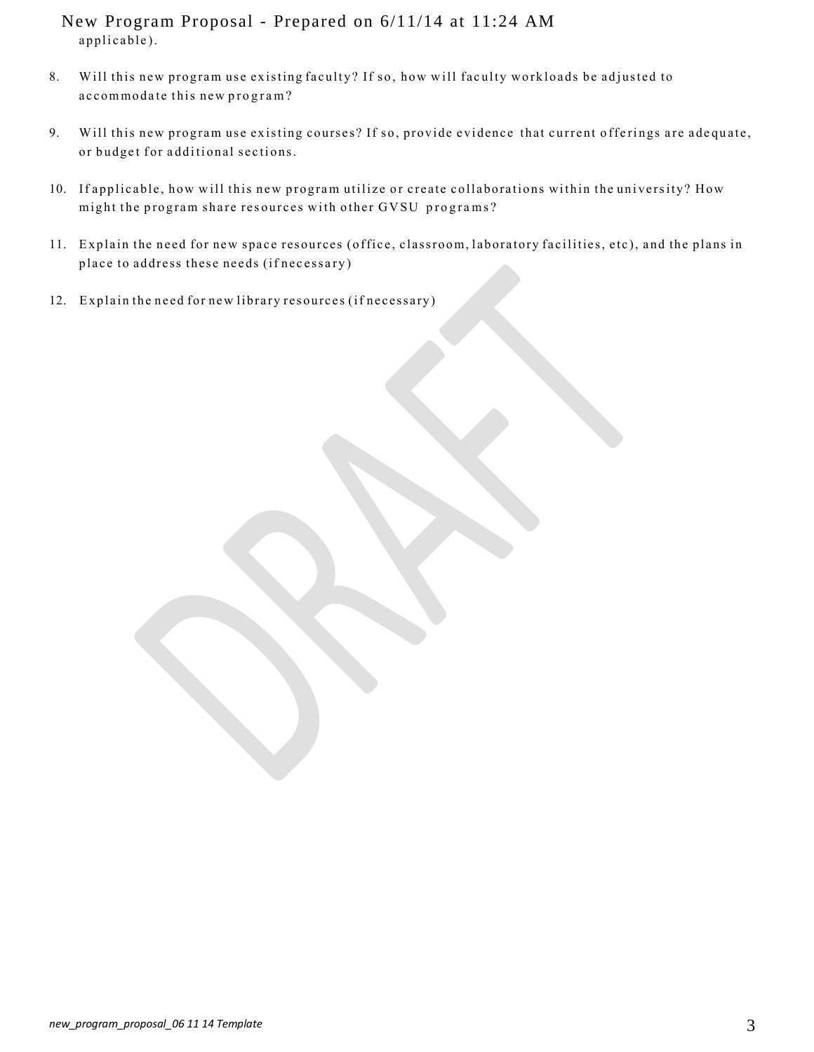applicable).

8. Will this new program use existing faculty? If so, how will faculty workloads be adjusted to accommodate this new program?

9. Will this new program use existing courses? If so, provide evidence that current offerings are adequate, or budget for additional sections.

10. If applicable, how will this new program utilize or create collaborations within the university? How might the program share resources with other GVSU programs?

11. Explain the need for new space resources (office, classroom, laboratory facilities, etc), and the plans in place to address these needs (if necessary)

12. Explain the need for new library resources (if necessary)

DRAFT